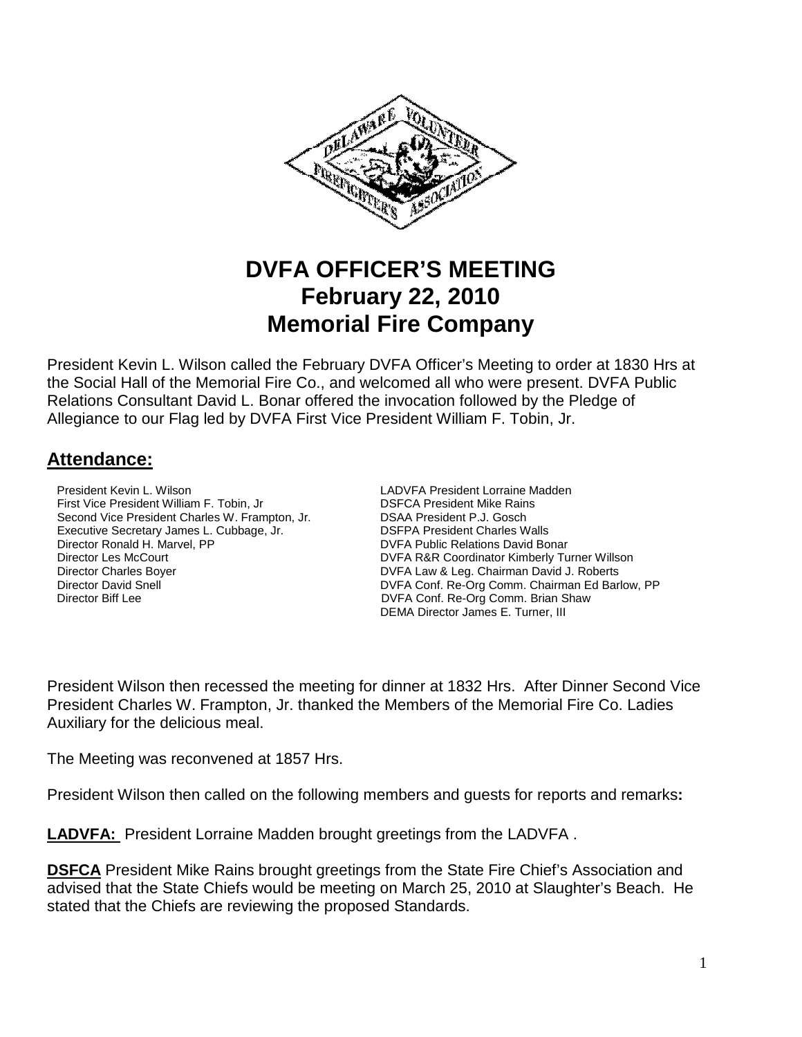# DVFA OFFICER'S MEETING
# February 22, 2010
# Memorial Fire Company

President Kevin L. Wilson called the February DVFA Officer's Meeting to order at 1830 Hrs at the Social Hall of the Memorial Fire Co., and welcomed all who were present. DVFA Public Relations Consultant David L. Bonar offered the invocation followed by the Pledge of Allegiance to our Flag led by DVFA First Vice President William F. Tobin, Jr.

## Attendance:

President Kevin L. Wilson
First Vice President William F. Tobin, Jr
Second Vice President Charles W. Frampton, Jr.
Executive Secretary James L. Cubbage, Jr.
Director Ronald H. Marvel, PP
Director Les McCourt
Director Charles Boyer
Director David Snell
Director Biff Lee
LADVFA President Lorraine Madden
DSFCA President Mike Rains
DSAA President P.J. Gosch
DSFPA President Charles Walls
DVFA Public Relations David Bonar
DVFA R&R Coordinator Kimberly Turner Willson
DVFA Law & Leg. Chairman David J. Roberts
DVFA Conf. Re-Org Comm. Chairman Ed Barlow, PP
DVFA Conf. Re-Org Comm. Brian Shaw
DEMA Director James E. Turner, III

President Wilson then recessed the meeting for dinner at 1832 Hrs. After Dinner Second Vice President Charles W. Frampton, Jr. thanked the Members of the Memorial Fire Co. Ladies Auxiliary for the delicious meal.

The Meeting was reconvened at 1857 Hrs.

President Wilson then called on the following members and guests for reports and remarks**:**

**LADVFA:** President Lorraine Madden brought greetings from the LADVFA .

**DSFCA** President Mike Rains brought greetings from the State Fire Chief's Association and advised that the State Chiefs would be meeting on March 25, 2010 at Slaughter's Beach. He stated that the Chiefs are reviewing the proposed Standards.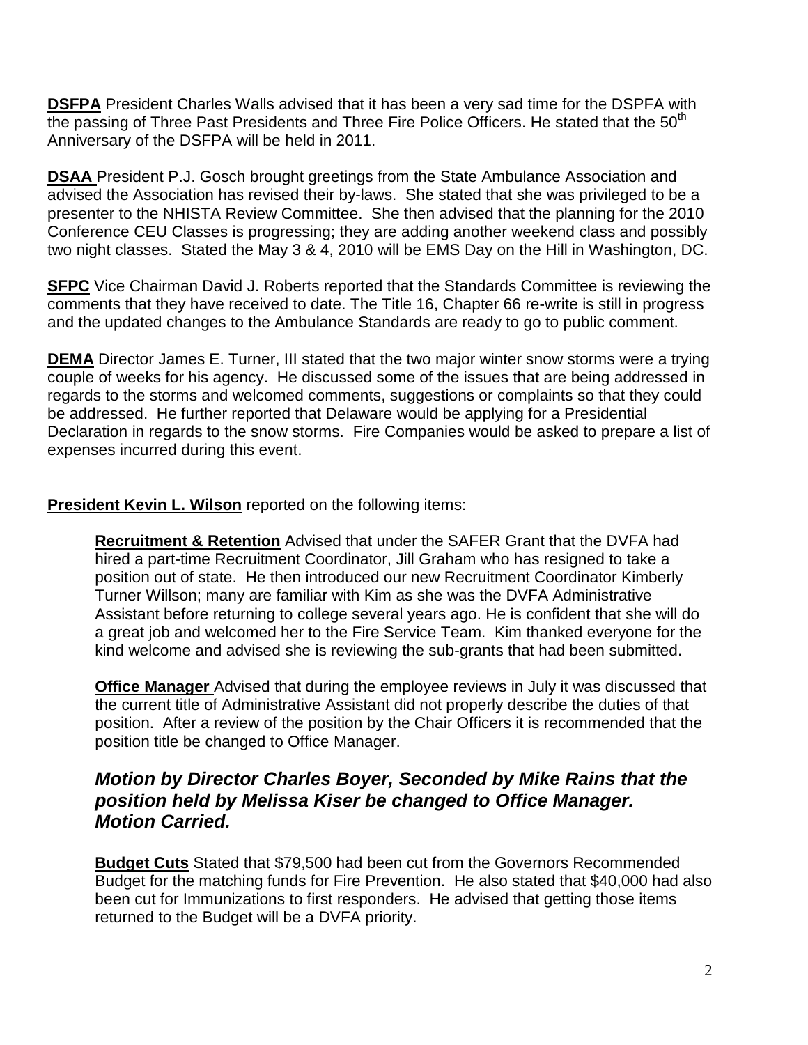**DSFPA** President Charles Walls advised that it has been a very sad time for the DSPFA with the passing of Three Past Presidents and Three Fire Police Officers. He stated that the 50th Anniversary of the DSFPA will be held in 2011.

**DSAA** President P.J. Gosch brought greetings from the State Ambulance Association and advised the Association has revised their by-laws. She stated that she was privileged to be a presenter to the NHISTA Review Committee. She then advised that the planning for the 2010 Conference CEU Classes is progressing; they are adding another weekend class and possibly two night classes. Stated the May 3 & 4, 2010 will be EMS Day on the Hill in Washington, DC.

**SFPC** Vice Chairman David J. Roberts reported that the Standards Committee is reviewing the comments that they have received to date. The Title 16, Chapter 66 re-write is still in progress and the updated changes to the Ambulance Standards are ready to go to public comment.

**DEMA** Director James E. Turner, III stated that the two major winter snow storms were a trying couple of weeks for his agency. He discussed some of the issues that are being addressed in regards to the storms and welcomed comments, suggestions or complaints so that they could be addressed. He further reported that Delaware would be applying for a Presidential Declaration in regards to the snow storms. Fire Companies would be asked to prepare a list of expenses incurred during this event.

**President Kevin L. Wilson** reported on the following items:

**Recruitment & Retention** Advised that under the SAFER Grant that the DVFA had hired a part-time Recruitment Coordinator, Jill Graham who has resigned to take a position out of state. He then introduced our new Recruitment Coordinator Kimberly Turner Willson; many are familiar with Kim as she was the DVFA Administrative Assistant before returning to college several years ago. He is confident that she will do a great job and welcomed her to the Fire Service Team. Kim thanked everyone for the kind welcome and advised she is reviewing the sub-grants that had been submitted.

**Office Manager** Advised that during the employee reviews in July it was discussed that the current title of Administrative Assistant did not properly describe the duties of that position. After a review of the position by the Chair Officers it is recommended that the position title be changed to Office Manager.

### *Motion by Director Charles Boyer, Seconded by Mike Rains that the position held by Melissa Kiser be changed to Office Manager. Motion Carried.*

**Budget Cuts** Stated that $79,500 had been cut from the Governors Recommended Budget for the matching funds for Fire Prevention. He also stated that $40,000 had also been cut for Immunizations to first responders. He advised that getting those items returned to the Budget will be a DVFA priority.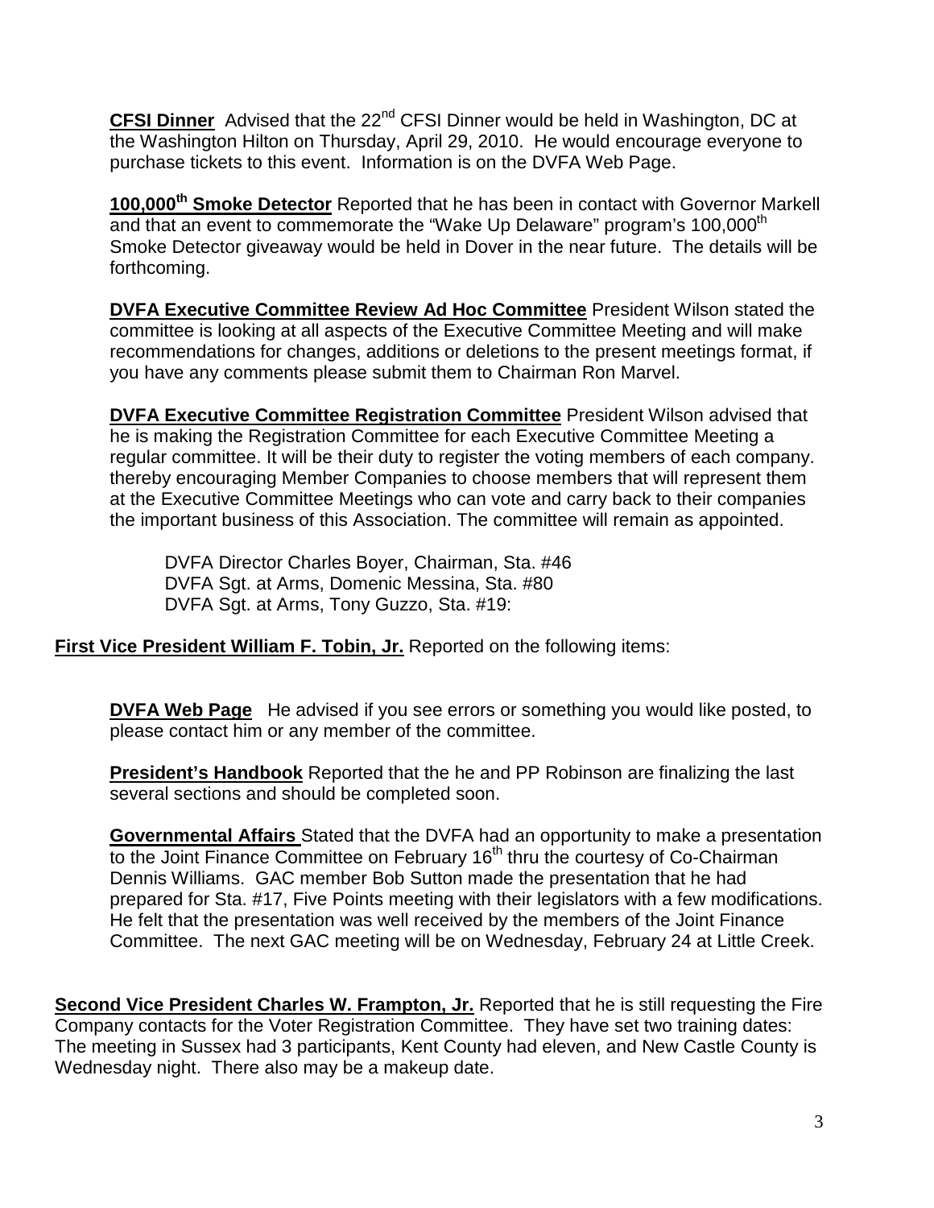**CFSI Dinner** Advised that the 22nd CFSI Dinner would be held in Washington, DC at the Washington Hilton on Thursday, April 29, 2010. He would encourage everyone to purchase tickets to this event. Information is on the DVFA Web Page.

**100,000th Smoke Detector** Reported that he has been in contact with Governor Markell and that an event to commemorate the "Wake Up Delaware" program's 100,000th Smoke Detector giveaway would be held in Dover in the near future. The details will be forthcoming.

**DVFA Executive Committee Review Ad Hoc Committee** President Wilson stated the committee is looking at all aspects of the Executive Committee Meeting and will make recommendations for changes, additions or deletions to the present meetings format, if you have any comments please submit them to Chairman Ron Marvel.

**DVFA Executive Committee Registration Committee** President Wilson advised that he is making the Registration Committee for each Executive Committee Meeting a regular committee. It will be their duty to register the voting members of each company. thereby encouraging Member Companies to choose members that will represent them at the Executive Committee Meetings who can vote and carry back to their companies the important business of this Association. The committee will remain as appointed.

DVFA Director Charles Boyer, Chairman, Sta. #46
DVFA Sgt. at Arms, Domenic Messina, Sta. #80
DVFA Sgt. at Arms, Tony Guzzo, Sta. #19:

**First Vice President William F. Tobin, Jr.** Reported on the following items:

**DVFA Web Page** He advised if you see errors or something you would like posted, to please contact him or any member of the committee.

**President's Handbook** Reported that the he and PP Robinson are finalizing the last several sections and should be completed soon.

**Governmental Affairs** Stated that the DVFA had an opportunity to make a presentation to the Joint Finance Committee on February 16th thru the courtesy of Co-Chairman Dennis Williams. GAC member Bob Sutton made the presentation that he had prepared for Sta. #17, Five Points meeting with their legislators with a few modifications. He felt that the presentation was well received by the members of the Joint Finance Committee. The next GAC meeting will be on Wednesday, February 24 at Little Creek.

**Second Vice President Charles W. Frampton, Jr.** Reported that he is still requesting the Fire Company contacts for the Voter Registration Committee. They have set two training dates: The meeting in Sussex had 3 participants, Kent County had eleven, and New Castle County is Wednesday night. There also may be a makeup date.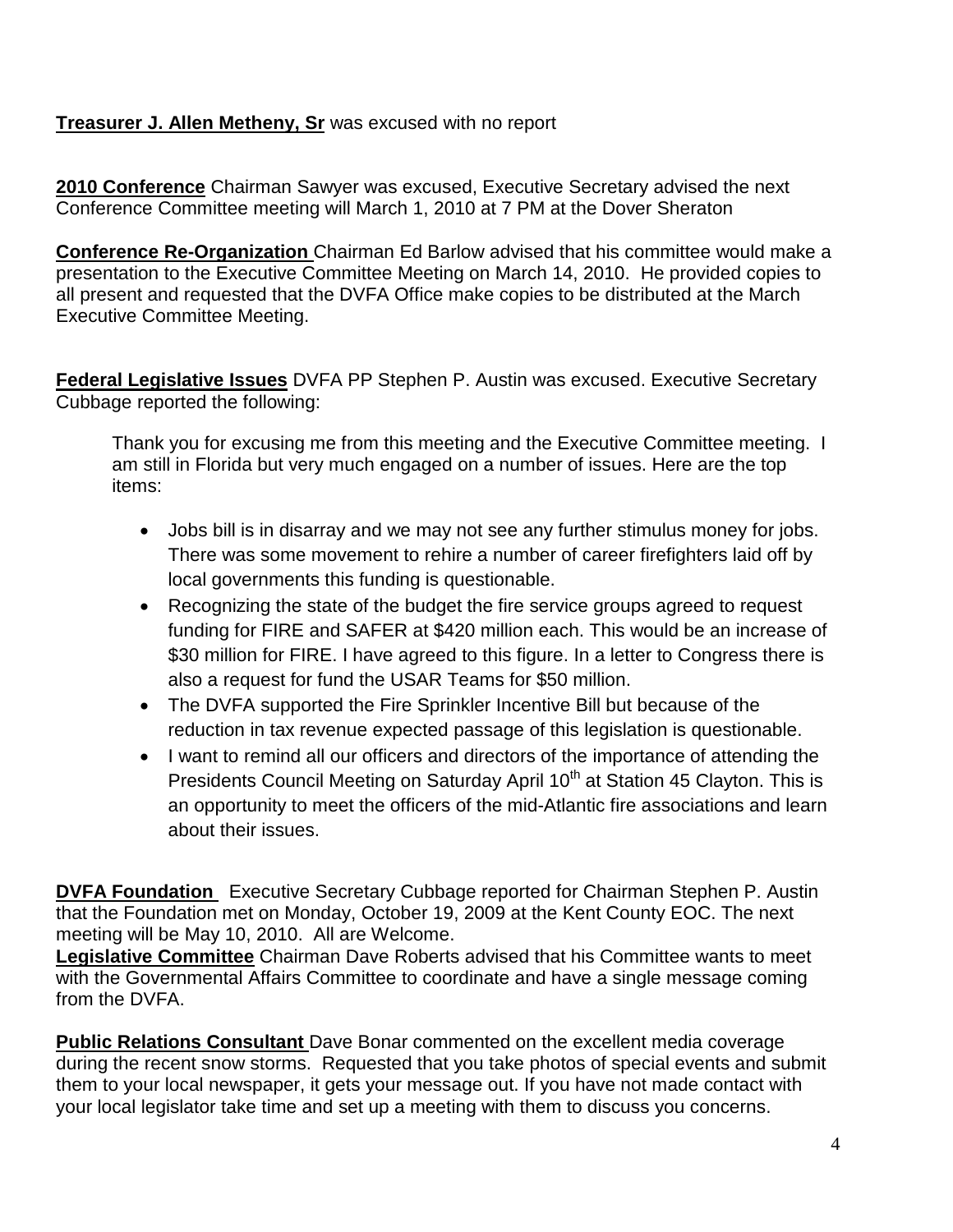**Treasurer J. Allen Metheny, Sr** was excused with no report

**2010 Conference** Chairman Sawyer was excused, Executive Secretary advised the next Conference Committee meeting will March 1, 2010 at 7 PM at the Dover Sheraton

**Conference Re-Organization** Chairman Ed Barlow advised that his committee would make a presentation to the Executive Committee Meeting on March 14, 2010. He provided copies to all present and requested that the DVFA Office make copies to be distributed at the March Executive Committee Meeting.

**Federal Legislative Issues** DVFA PP Stephen P. Austin was excused. Executive Secretary Cubbage reported the following:

> Thank you for excusing me from this meeting and the Executive Committee meeting. I am still in Florida but very much engaged on a number of issues. Here are the top items:
>
> - Jobs bill is in disarray and we may not see any further stimulus money for jobs. There was some movement to rehire a number of career firefighters laid off by local governments this funding is questionable.
> - Recognizing the state of the budget the fire service groups agreed to request funding for FIRE and SAFER at $420 million each. This would be an increase of $30 million for FIRE. I have agreed to this figure. In a letter to Congress there is also a request for fund the USAR Teams for $50 million.
> - The DVFA supported the Fire Sprinkler Incentive Bill but because of the reduction in tax revenue expected passage of this legislation is questionable.
> - I want to remind all our officers and directors of the importance of attending the Presidents Council Meeting on Saturday April 10th at Station 45 Clayton. This is an opportunity to meet the officers of the mid-Atlantic fire associations and learn about their issues.

**DVFA Foundation** Executive Secretary Cubbage reported for Chairman Stephen P. Austin that the Foundation met on Monday, October 19, 2009 at the Kent County EOC. The next meeting will be May 10, 2010. All are Welcome.

**Legislative Committee** Chairman Dave Roberts advised that his Committee wants to meet with the Governmental Affairs Committee to coordinate and have a single message coming from the DVFA.

**Public Relations Consultant** Dave Bonar commented on the excellent media coverage during the recent snow storms. Requested that you take photos of special events and submit them to your local newspaper, it gets your message out. If you have not made contact with your local legislator take time and set up a meeting with them to discuss you concerns.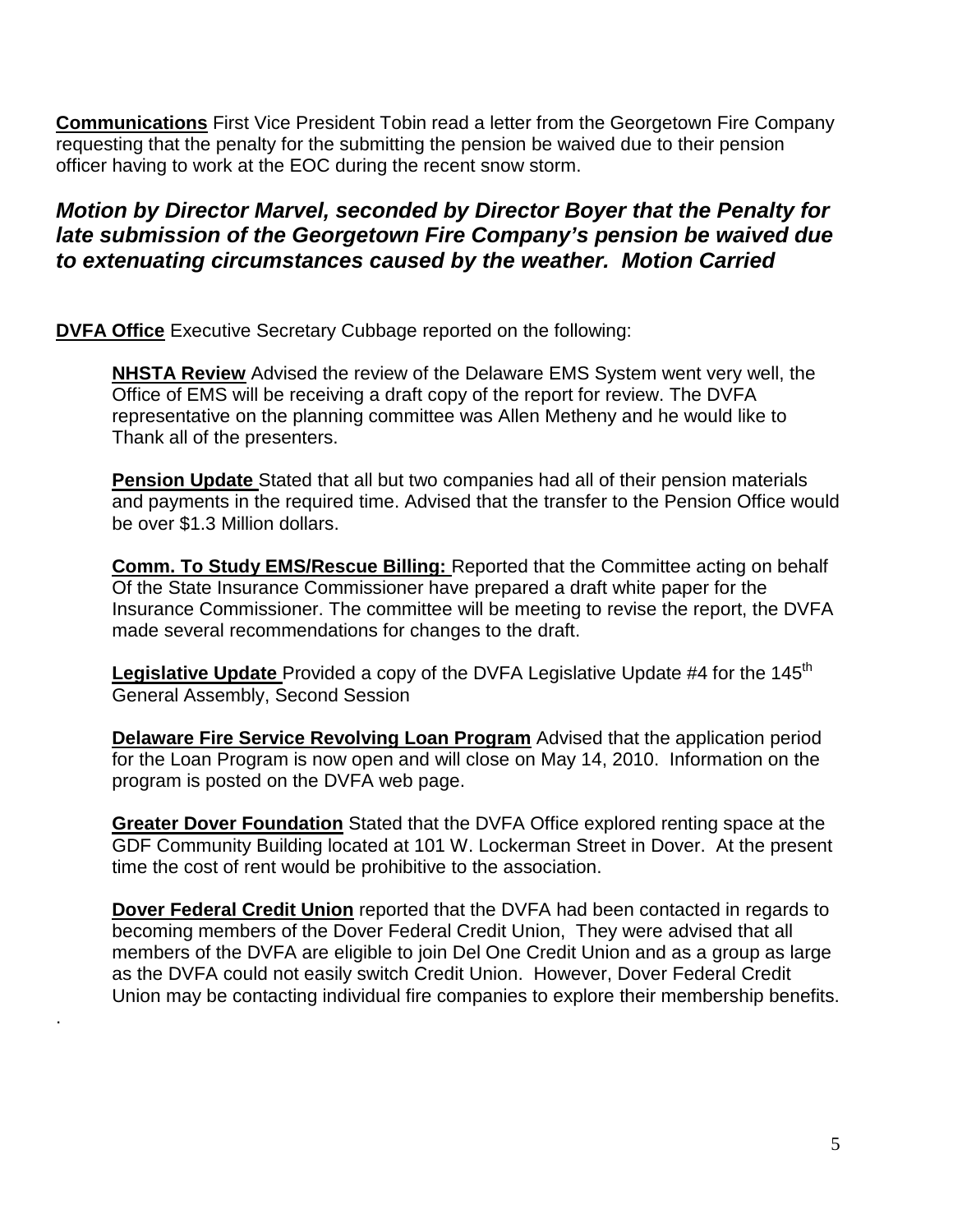**Communications** First Vice President Tobin read a letter from the Georgetown Fire Company requesting that the penalty for the submitting the pension be waived due to their pension officer having to work at the EOC during the recent snow storm.

***Motion by Director Marvel, seconded by Director Boyer that the Penalty for late submission of the Georgetown Fire Company's pension be waived due to extenuating circumstances caused by the weather. Motion Carried***

**DVFA Office** Executive Secretary Cubbage reported on the following:

**NHSTA Review** Advised the review of the Delaware EMS System went very well, the Office of EMS will be receiving a draft copy of the report for review. The DVFA representative on the planning committee was Allen Metheny and he would like to Thank all of the presenters.

**Pension Update** Stated that all but two companies had all of their pension materials and payments in the required time. Advised that the transfer to the Pension Office would be over $1.3 Million dollars.

**Comm. To Study EMS/Rescue Billing:** Reported that the Committee acting on behalf Of the State Insurance Commissioner have prepared a draft white paper for the Insurance Commissioner. The committee will be meeting to revise the report, the DVFA made several recommendations for changes to the draft.

**Legislative Update** Provided a copy of the DVFA Legislative Update #4 for the 145th General Assembly, Second Session

**Delaware Fire Service Revolving Loan Program** Advised that the application period for the Loan Program is now open and will close on May 14, 2010. Information on the program is posted on the DVFA web page.

**Greater Dover Foundation** Stated that the DVFA Office explored renting space at the GDF Community Building located at 101 W. Lockerman Street in Dover. At the present time the cost of rent would be prohibitive to the association.

**Dover Federal Credit Union** reported that the DVFA had been contacted in regards to becoming members of the Dover Federal Credit Union, They were advised that all members of the DVFA are eligible to join Del One Credit Union and as a group as large as the DVFA could not easily switch Credit Union. However, Dover Federal Credit Union may be contacting individual fire companies to explore their membership benefits.

.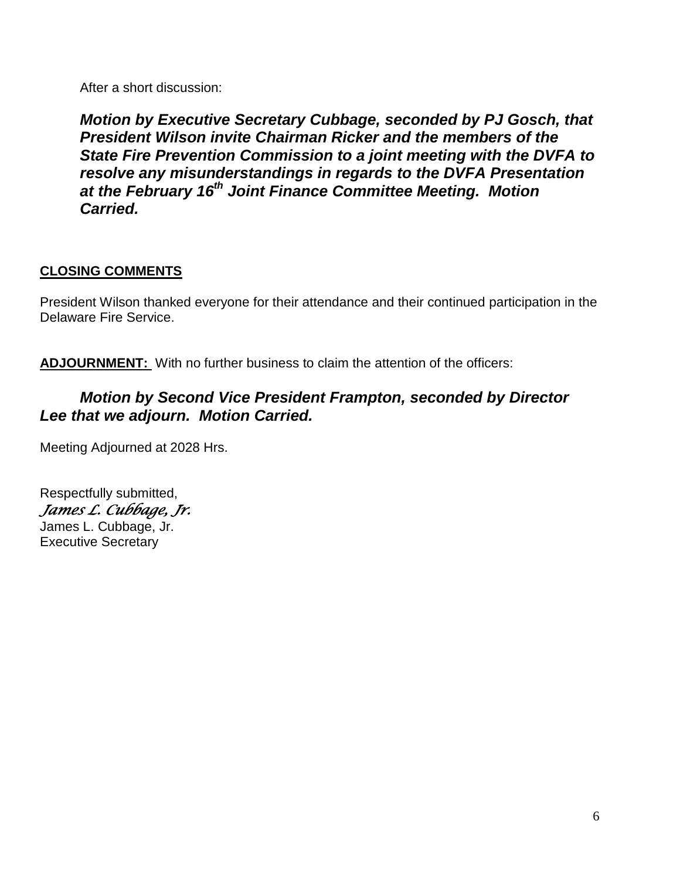After a short discussion:

***Motion by Executive Secretary Cubbage, seconded by PJ Gosch, that President Wilson invite Chairman Ricker and the members of the State Fire Prevention Commission to a joint meeting with the DVFA to resolve any misunderstandings in regards to the DVFA Presentation at the February 16th Joint Finance Committee Meeting. Motion Carried.***

**CLOSING COMMENTS**

President Wilson thanked everyone for their attendance and their continued participation in the Delaware Fire Service.

**ADJOURNMENT:** With no further business to claim the attention of the officers:

***Motion by Second Vice President Frampton, seconded by Director Lee that we adjourn. Motion Carried.***

Meeting Adjourned at 2028 Hrs.

Respectfully submitted,
*James L. Cubbage, Jr.*
James L. Cubbage, Jr.
Executive Secretary